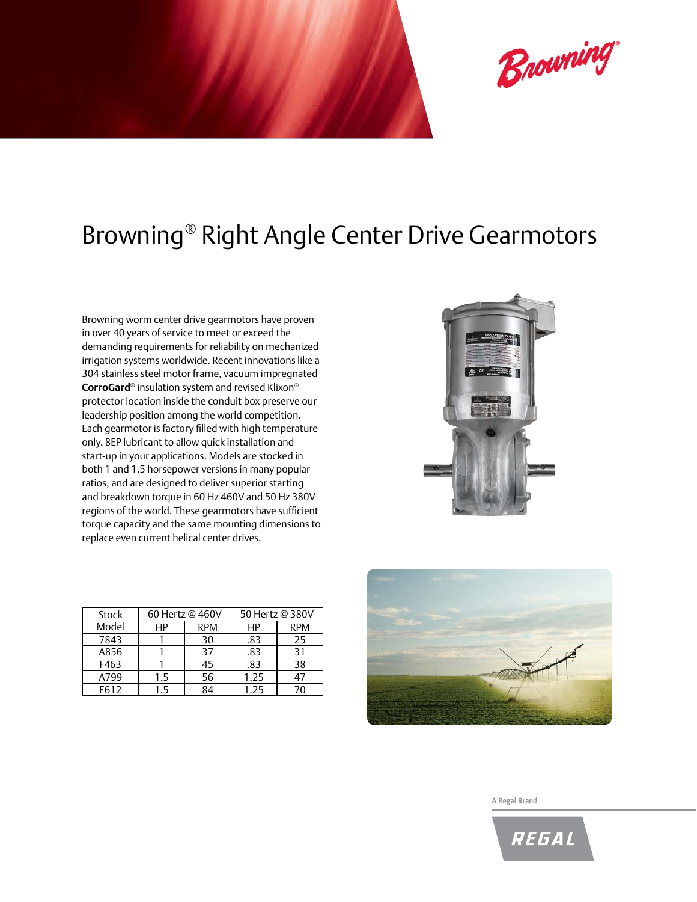# Browning® Right Angle Center Drive Gearmotors

Browning worm center drive gearmotors have proven in over 40 years of service to meet or exceed the demanding requirements for reliability on mechanized irrigation systems worldwide. Recent innovations like a 304 stainless steel motor frame, vacuum impregnated **CorroGard®** insulation system and revised Klixon® protector location inside the conduit box preserve our leadership position among the world competition. Each gearmotor is factory filled with high temperature only. 8EP lubricant to allow quick installation and start-up in your applications. Models are stocked in both 1 and 1.5 horsepower versions in many popular ratios, and are designed to deliver superior starting and breakdown torque in 60 Hz 460V and 50 Hz 380V regions of the world. These gearmotors have sufficient torque capacity and the same mounting dimensions to replace even current helical center drives.

| Stock Model | 60 Hertz @ 460V | | 50 Hertz @ 380V | |
|---|---|---|---|---|
| | HP | RPM | HP | RPM |
| 7843 | 1 | 30 | .83 | 25 |
| A856 | 1 | 37 | .83 | 31 |
| F463 | 1 | 45 | .83 | 38 |
| A799 | 1.5 | 56 | 1.25 | 47 |
| E612 | 1.5 | 84 | 1.25 | 70 |

A Regal Brand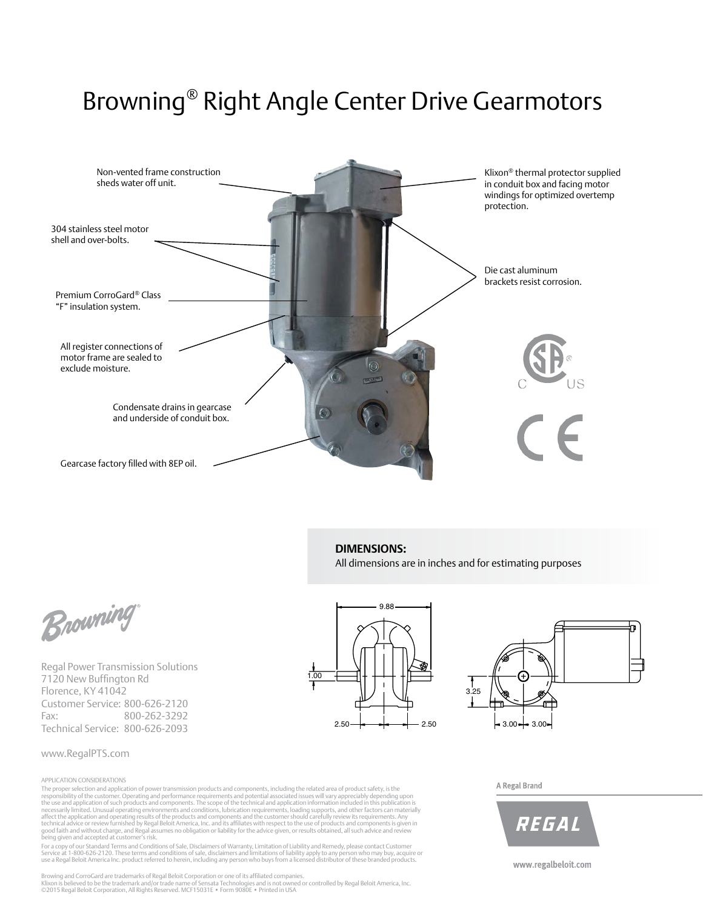# Browning® Right Angle Center Drive Gearmotors

Non-vented frame construction sheds water off unit.

304 stainless steel motor shell and over-bolts.

Premium CorroGard® Class "F" insulation system.

All register connections of motor frame are sealed to exclude moisture.

Condensate drains in gearcase and underside of conduit box.

Gearcase factory filled with 8EP oil.

Klixon® thermal protector supplied in conduit box and facing motor windings for optimized overtemp protection.

Die cast aluminum brackets resist corrosion.

**DIMENSIONS:**
All dimensions are in inches and for estimating purposes

9.88

1.00

2.50 2.50

3.25

3.00 3.00

Regal Power Transmission Solutions
7120 New Buffington Rd
Florence, KY 41042
Customer Service: 800-626-2120
Fax: 800-262-3292
Technical Service: 800-626-2093

www.RegalPTS.com

APPLICATION CONSIDERATIONS

The proper selection and application of power transmission products and components, including the related area of product safety, is the responsibility of the customer. Operating and performance requirements and potential associated issues will vary appreciably depending upon the use and application of such products and components. The scope of the technical and application information included in this publication is necessarily limited. Unusual operating environments and conditions, lubrication requirements, loading supports, and other factors can materially affect the application and operating results of the products and components and the customer should carefully review its requirements. Any technical advice or review furnished by Regal Beloit America, Inc. and its affiliates with respect to the use of products and components is given in good faith and without charge, and Regal assumes no obligation or liability for the advice given, or results obtained, all such advice and review being given and accepted at customer's risk.

For a copy of our Standard Terms and Conditions of Sale, Disclaimers of Warranty, Limitation of Liability and Remedy, please contact Customer Service at 1-800-626-2120. These terms and conditions of sale, disclaimers and limitations of liability apply to any person who may buy, acquire or use a Regal Beloit America Inc. product referred to herein, including any person who buys from a licensed distributor of these branded products.

Browing and CorroGard are trademarks of Regal Beloit Corporation or one of its affiliated companies.
Klixon is believed to be the trademark and/or trade name of Sensata Technologies and is not owned or controlled by Regal Beloit America, Inc.
©2015 Regal Beloit Corporation, All Rights Reserved. MCF15031E • Form 9080E • Printed in USA

A Regal Brand

REGAL

www.regalbeloit.com